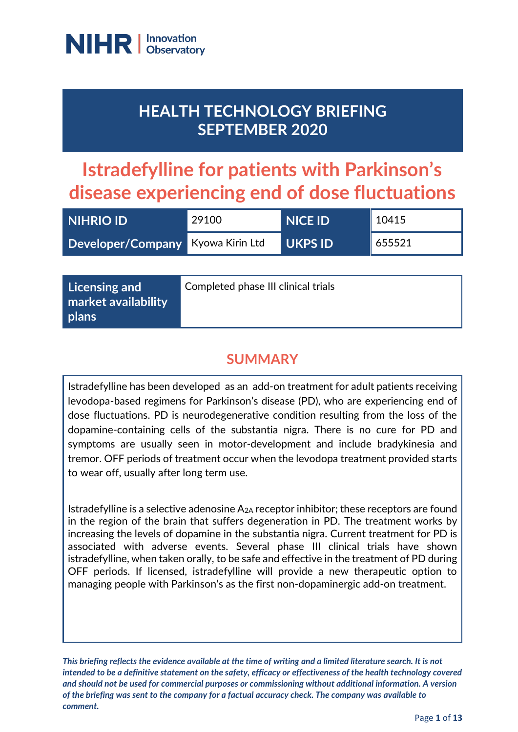NIHR | Innovation Observatory

# HEALTH TECHNOLOGY BRIEFING SEPTEMBER 2020

# Istradefylline for patients with Parkinson's disease experiencing end of dose fluctuations

| NIHRIO ID | 29100 | NICE ID | 10415 |
|---|---|---|---|
| Developer/Company | Kyowa Kirin Ltd | UKPS ID | 655521 |

| Licensing and market availability plans | Completed phase III clinical trials |
|---|---|

## SUMMARY

Istradefylline has been developed as an add-on treatment for adult patients receiving levodopa-based regimens for Parkinson's disease (PD), who are experiencing end of dose fluctuations. PD is neurodegenerative condition resulting from the loss of the dopamine-containing cells of the substantia nigra. There is no cure for PD and symptoms are usually seen in motor-development and include bradykinesia and tremor. OFF periods of treatment occur when the levodopa treatment provided starts to wear off, usually after long term use.

Istradefylline is a selective adenosine $A_{2A}$ receptor inhibitor; these receptors are found in the region of the brain that suffers degeneration in PD. The treatment works by increasing the levels of dopamine in the substantia nigra. Current treatment for PD is associated with adverse events. Several phase III clinical trials have shown istradefylline, when taken orally, to be safe and effective in the treatment of PD during OFF periods. If licensed, istradefylline will provide a new therapeutic option to managing people with Parkinson's as the first non-dopaminergic add-on treatment.

*This briefing reflects the evidence available at the time of writing and a limited literature search. It is not intended to be a definitive statement on the safety, efficacy or effectiveness of the health technology covered and should not be used for commercial purposes or commissioning without additional information. A version of the briefing was sent to the company for a factual accuracy check. The company was available to comment.*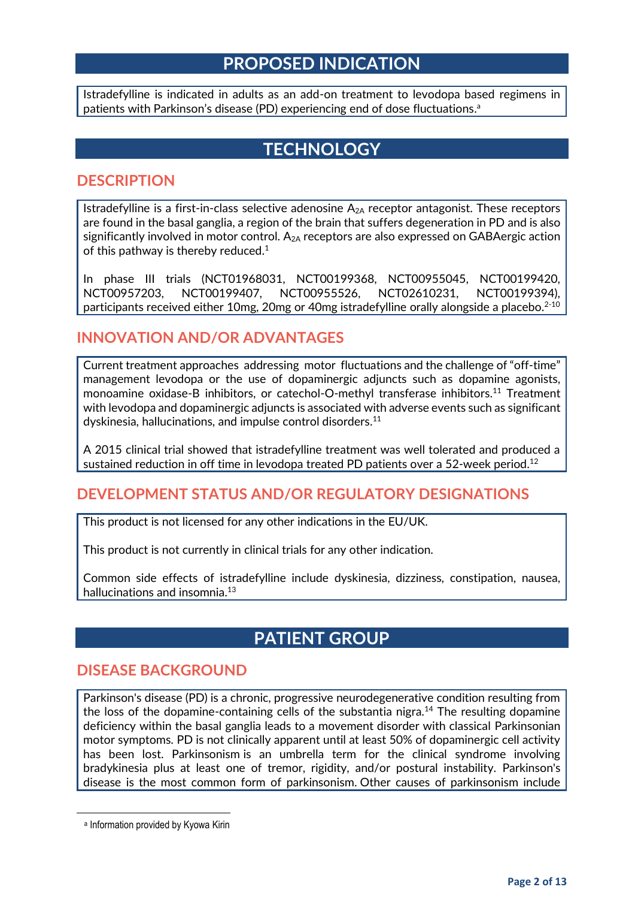# PROPOSED INDICATION

Istradefylline is indicated in adults as an add-on treatment to levodopa based regimens in patients with Parkinson's disease (PD) experiencing end of dose fluctuations.[a]

# TECHNOLOGY

## DESCRIPTION

Istradefylline is a first-in-class selective adenosine $A_{2A}$ receptor antagonist. These receptors are found in the basal ganglia, a region of the brain that suffers degeneration in PD and is also significantly involved in motor control. $A_{2A}$ receptors are also expressed on GABAergic action of this pathway is thereby reduced.[1]

In phase III trials (NCT01968031, NCT00199368, NCT00955045, NCT00199420, NCT00957203, NCT00199407, NCT00955526, NCT02610231, NCT00199394), participants received either 10mg, 20mg or 40mg istradefylline orally alongside a placebo.[2-10]

## INNOVATION AND/OR ADVANTAGES

Current treatment approaches addressing motor fluctuations and the challenge of "off-time" management levodopa or the use of dopaminergic adjuncts such as dopamine agonists, monoamine oxidase-B inhibitors, or catechol-O-methyl transferase inhibitors.[11] Treatment with levodopa and dopaminergic adjuncts is associated with adverse events such as significant dyskinesia, hallucinations, and impulse control disorders.[11]

A 2015 clinical trial showed that istradefylline treatment was well tolerated and produced a sustained reduction in off time in levodopa treated PD patients over a 52-week period.[12]

## DEVELOPMENT STATUS AND/OR REGULATORY DESIGNATIONS

This product is not licensed for any other indications in the EU/UK.

This product is not currently in clinical trials for any other indication.

Common side effects of istradefylline include dyskinesia, dizziness, constipation, nausea, hallucinations and insomnia.[13]

# PATIENT GROUP

## DISEASE BACKGROUND

Parkinson's disease (PD) is a chronic, progressive neurodegenerative condition resulting from the loss of the dopamine-containing cells of the substantia nigra.[14] The resulting dopamine deficiency within the basal ganglia leads to a movement disorder with classical Parkinsonian motor symptoms. PD is not clinically apparent until at least 50% of dopaminergic cell activity has been lost. Parkinsonism is an umbrella term for the clinical syndrome involving bradykinesia plus at least one of tremor, rigidity, and/or postural instability. Parkinson's disease is the most common form of parkinsonism. Other causes of parkinsonism include

[a] Information provided by Kyowa Kirin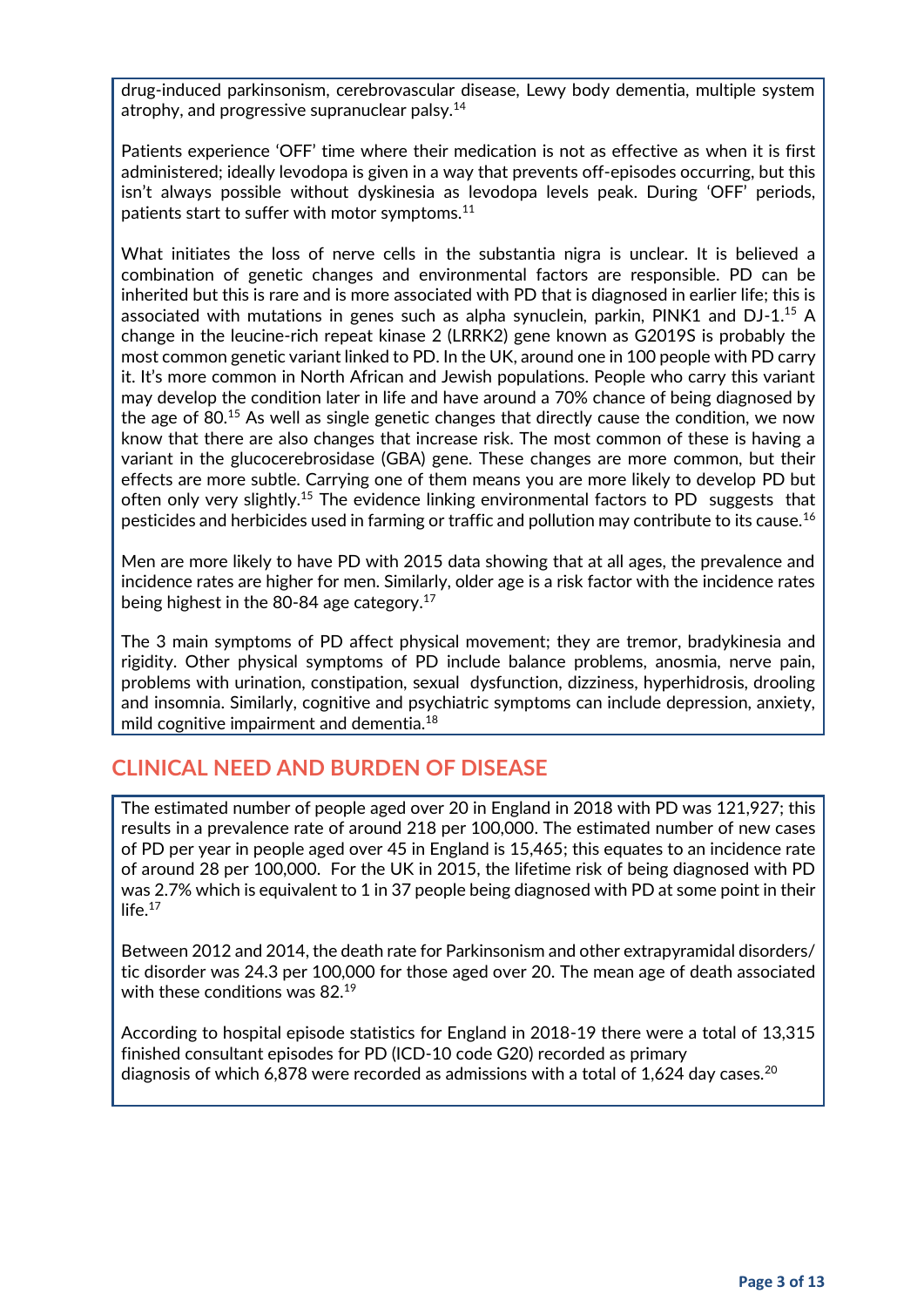drug-induced parkinsonism, cerebrovascular disease, Lewy body dementia, multiple system atrophy, and progressive supranuclear palsy.[14]

Patients experience 'OFF' time where their medication is not as effective as when it is first administered; ideally levodopa is given in a way that prevents off-episodes occurring, but this isn't always possible without dyskinesia as levodopa levels peak. During 'OFF' periods, patients start to suffer with motor symptoms.[11]

What initiates the loss of nerve cells in the substantia nigra is unclear. It is believed a combination of genetic changes and environmental factors are responsible. PD can be inherited but this is rare and is more associated with PD that is diagnosed in earlier life; this is associated with mutations in genes such as alpha synuclein, parkin, PINK1 and DJ-1.[15] A change in the leucine-rich repeat kinase 2 (LRRK2) gene known as G2019S is probably the most common genetic variant linked to PD. In the UK, around one in 100 people with PD carry it. It's more common in North African and Jewish populations. People who carry this variant may develop the condition later in life and have around a 70% chance of being diagnosed by the age of 80.[15] As well as single genetic changes that directly cause the condition, we now know that there are also changes that increase risk. The most common of these is having a variant in the glucocerebrosidase (GBA) gene. These changes are more common, but their effects are more subtle. Carrying one of them means you are more likely to develop PD but often only very slightly.[15] The evidence linking environmental factors to PD suggests that pesticides and herbicides used in farming or traffic and pollution may contribute to its cause.[16]

Men are more likely to have PD with 2015 data showing that at all ages, the prevalence and incidence rates are higher for men. Similarly, older age is a risk factor with the incidence rates being highest in the 80-84 age category.[17]

The 3 main symptoms of PD affect physical movement; they are tremor, bradykinesia and rigidity. Other physical symptoms of PD include balance problems, anosmia, nerve pain, problems with urination, constipation, sexual dysfunction, dizziness, hyperhidrosis, drooling and insomnia. Similarly, cognitive and psychiatric symptoms can include depression, anxiety, mild cognitive impairment and dementia.[18]

## CLINICAL NEED AND BURDEN OF DISEASE

The estimated number of people aged over 20 in England in 2018 with PD was 121,927; this results in a prevalence rate of around 218 per 100,000. The estimated number of new cases of PD per year in people aged over 45 in England is 15,465; this equates to an incidence rate of around 28 per 100,000. For the UK in 2015, the lifetime risk of being diagnosed with PD was 2.7% which is equivalent to 1 in 37 people being diagnosed with PD at some point in their life.[17]

Between 2012 and 2014, the death rate for Parkinsonism and other extrapyramidal disorders/ tic disorder was 24.3 per 100,000 for those aged over 20. The mean age of death associated with these conditions was 82.[19]

According to hospital episode statistics for England in 2018-19 there were a total of 13,315 finished consultant episodes for PD (ICD-10 code G20) recorded as primary diagnosis of which 6,878 were recorded as admissions with a total of 1,624 day cases.[20]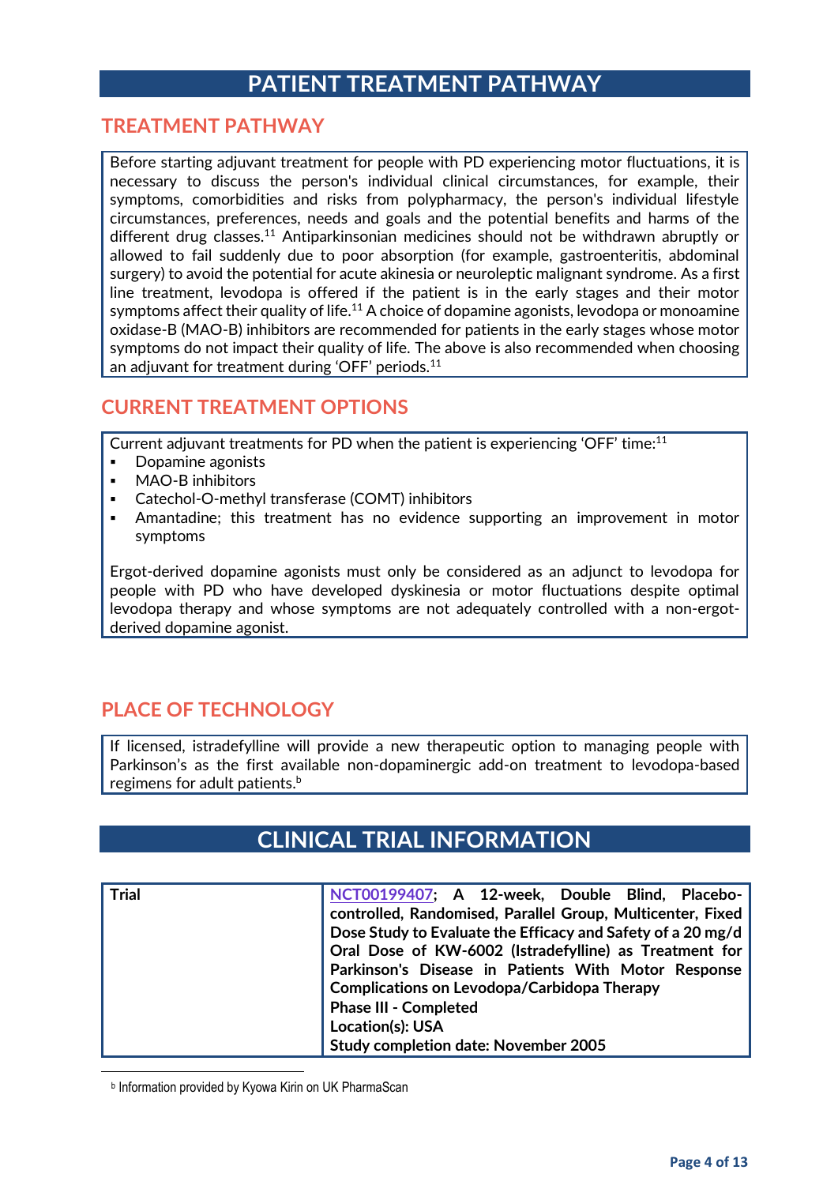# PATIENT TREATMENT PATHWAY

## TREATMENT PATHWAY

Before starting adjuvant treatment for people with PD experiencing motor fluctuations, it is necessary to discuss the person's individual clinical circumstances, for example, their symptoms, comorbidities and risks from polypharmacy, the person's individual lifestyle circumstances, preferences, needs and goals and the potential benefits and harms of the different drug classes.[11] Antiparkinsonian medicines should not be withdrawn abruptly or allowed to fail suddenly due to poor absorption (for example, gastroenteritis, abdominal surgery) to avoid the potential for acute akinesia or neuroleptic malignant syndrome. As a first line treatment, levodopa is offered if the patient is in the early stages and their motor symptoms affect their quality of life.[11] A choice of dopamine agonists, levodopa or monoamine oxidase-B (MAO-B) inhibitors are recommended for patients in the early stages whose motor symptoms do not impact their quality of life. The above is also recommended when choosing an adjuvant for treatment during 'OFF' periods.[11]

## CURRENT TREATMENT OPTIONS

Current adjuvant treatments for PD when the patient is experiencing 'OFF' time:[11]

- Dopamine agonists
- MAO-B inhibitors
- Catechol-O-methyl transferase (COMT) inhibitors
- Amantadine; this treatment has no evidence supporting an improvement in motor symptoms

Ergot-derived dopamine agonists must only be considered as an adjunct to levodopa for people with PD who have developed dyskinesia or motor fluctuations despite optimal levodopa therapy and whose symptoms are not adequately controlled with a non-ergot-derived dopamine agonist.

## PLACE OF TECHNOLOGY

If licensed, istradefylline will provide a new therapeutic option to managing people with Parkinson's as the first available non-dopaminergic add-on treatment to levodopa-based regimens for adult patients.[b]

# CLINICAL TRIAL INFORMATION

| **Trial** | **NCT00199407; A 12-week, Double Blind, Placebo-controlled, Randomised, Parallel Group, Multicenter, Fixed Dose Study to Evaluate the Efficacy and Safety of a 20 mg/d Oral Dose of KW-6002 (Istradefylline) as Treatment for Parkinson's Disease in Patients With Motor Response Complications on Levodopa/Carbidopa Therapy**<br>**Phase III - Completed**<br>**Location(s): USA**<br>**Study completion date: November 2005** |
|---|---|

[b] Information provided by Kyowa Kirin on UK PharmaScan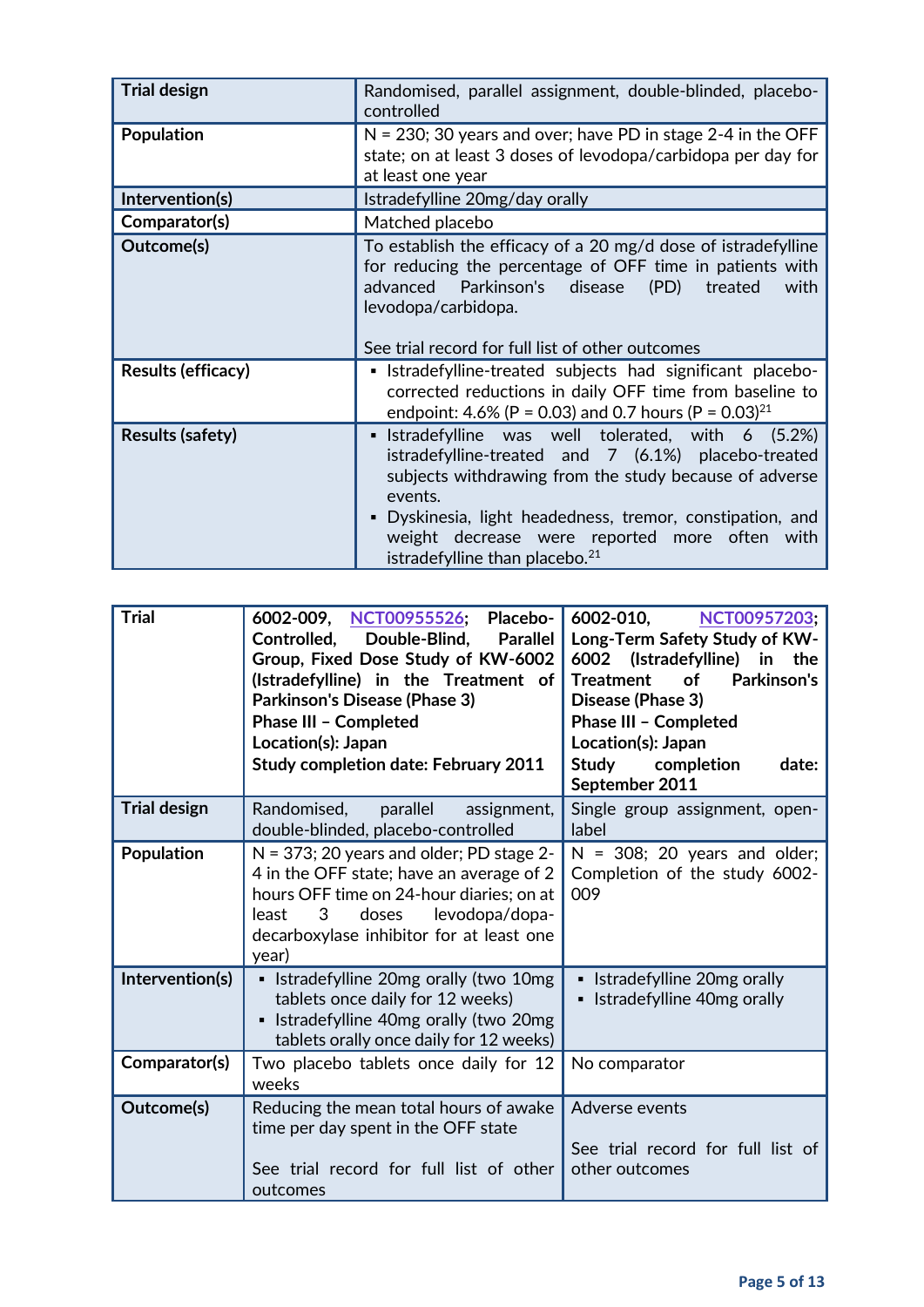| Trial design | Randomised, parallel assignment, double-blinded, placebo-controlled |
|---|---|
| Population | N = 230; 30 years and over; have PD in stage 2-4 in the OFF state; on at least 3 doses of levodopa/carbidopa per day for at least one year |
| Intervention(s) | Istradefylline 20mg/day orally |
| Comparator(s) | Matched placebo |
| Outcome(s) | To establish the efficacy of a 20 mg/d dose of istradefylline for reducing the percentage of OFF time in patients with advanced Parkinson's disease (PD) treated with levodopa/carbidopa.<br><br>See trial record for full list of other outcomes |
| Results (efficacy) | ▪ Istradefylline-treated subjects had significant placebo-corrected reductions in daily OFF time from baseline to endpoint: 4.6% (P = 0.03) and 0.7 hours (P = 0.03)[21] |
| Results (safety) | ▪ Istradefylline was well tolerated, with 6 (5.2%) istradefylline-treated and 7 (6.1%) placebo-treated subjects withdrawing from the study because of adverse events.<br>▪ Dyskinesia, light headedness, tremor, constipation, and weight decrease were reported more often with istradefylline than placebo.[21] |

| Trial | **6002-009, NCT00955526; Placebo-Controlled, Double-Blind, Parallel Group, Fixed Dose Study of KW-6002 (Istradefylline) in the Treatment of Parkinson's Disease (Phase 3)**<br>**Phase III – Completed**<br>**Location(s): Japan**<br>**Study completion date: February 2011** | **6002-010, NCT00957203; Long-Term Safety Study of KW-6002 (Istradefylline) in the Treatment of Parkinson's Disease (Phase 3)**<br>**Phase III – Completed**<br>**Location(s): Japan**<br>**Study completion date: September 2011** |
|---|---|---|
| Trial design | Randomised, parallel assignment, double-blinded, placebo-controlled | Single group assignment, open-label |
| Population | N = 373; 20 years and older; PD stage 2-4 in the OFF state; have an average of 2 hours OFF time on 24-hour diaries; on at least 3 doses levodopa/dopa-decarboxylase inhibitor for at least one year) | N = 308; 20 years and older; Completion of the study 6002-009 |
| Intervention(s) | ▪ Istradefylline 20mg orally (two 10mg tablets once daily for 12 weeks)<br>▪ Istradefylline 40mg orally (two 20mg tablets orally once daily for 12 weeks) | ▪ Istradefylline 20mg orally<br>▪ Istradefylline 40mg orally |
| Comparator(s) | Two placebo tablets once daily for 12 weeks | No comparator |
| Outcome(s) | Reducing the mean total hours of awake time per day spent in the OFF state<br><br>See trial record for full list of other outcomes | Adverse events<br><br>See trial record for full list of other outcomes |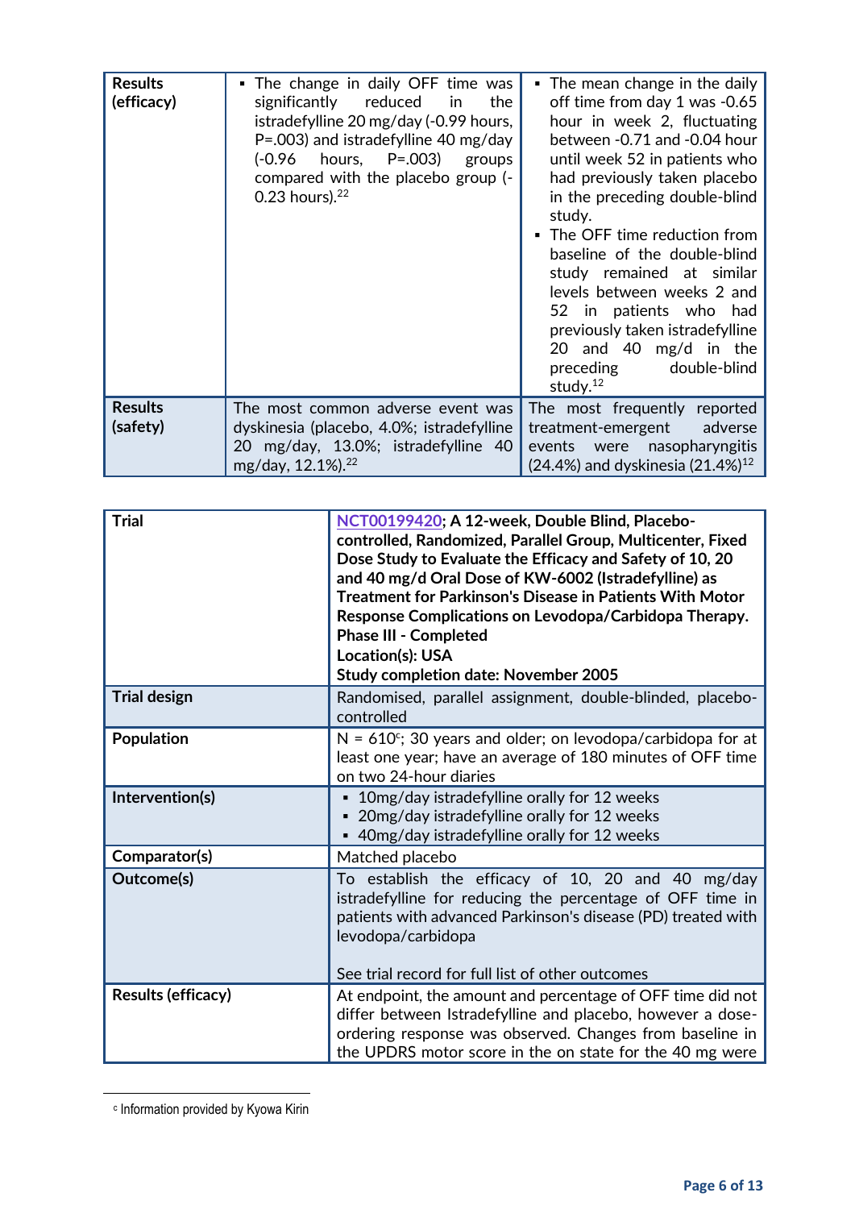| Results (efficacy) | ▪ The change in daily OFF time was significantly reduced in the istradefylline 20 mg/day (-0.99 hours, P=.003) and istradefylline 40 mg/day (-0.96 hours, P=.003) groups compared with the placebo group (-0.23 hours).[22] | ▪ The mean change in the daily off time from day 1 was -0.65 hour in week 2, fluctuating between -0.71 and -0.04 hour until week 52 in patients who had previously taken placebo in the preceding double-blind study.<br>▪ The OFF time reduction from baseline of the double-blind study remained at similar levels between weeks 2 and 52 in patients who had previously taken istradefylline 20 and 40 mg/d in the preceding double-blind study.[12] |
|---|---|---|
| Results (safety) | The most common adverse event was dyskinesia (placebo, 4.0%; istradefylline 20 mg/day, 13.0%; istradefylline 40 mg/day, 12.1%).[22] | The most frequently reported treatment-emergent adverse events were nasopharyngitis (24.4%) and dyskinesia (21.4%)[12] |

| Trial | NCT00199420; A 12-week, Double Blind, Placebo-controlled, Randomized, Parallel Group, Multicenter, Fixed Dose Study to Evaluate the Efficacy and Safety of 10, 20 and 40 mg/d Oral Dose of KW-6002 (Istradefylline) as Treatment for Parkinson's Disease in Patients With Motor Response Complications on Levodopa/Carbidopa Therapy.<br>**Phase III - Completed**<br>**Location(s): USA**<br>**Study completion date: November 2005** |
|---|---|
| Trial design | Randomised, parallel assignment, double-blinded, placebo-controlled |
| Population | N = 610[c]; 30 years and older; on levodopa/carbidopa for at least one year; have an average of 180 minutes of OFF time on two 24-hour diaries |
| Intervention(s) | ▪ 10mg/day istradefylline orally for 12 weeks<br>▪ 20mg/day istradefylline orally for 12 weeks<br>▪ 40mg/day istradefylline orally for 12 weeks |
| Comparator(s) | Matched placebo |
| Outcome(s) | To establish the efficacy of 10, 20 and 40 mg/day istradefylline for reducing the percentage of OFF time in patients with advanced Parkinson's disease (PD) treated with levodopa/carbidopa<br><br>See trial record for full list of other outcomes |
| Results (efficacy) | At endpoint, the amount and percentage of OFF time did not differ between Istradefylline and placebo, however a dose-ordering response was observed. Changes from baseline in the UPDRS motor score in the on state for the 40 mg were |

[c] Information provided by Kyowa Kirin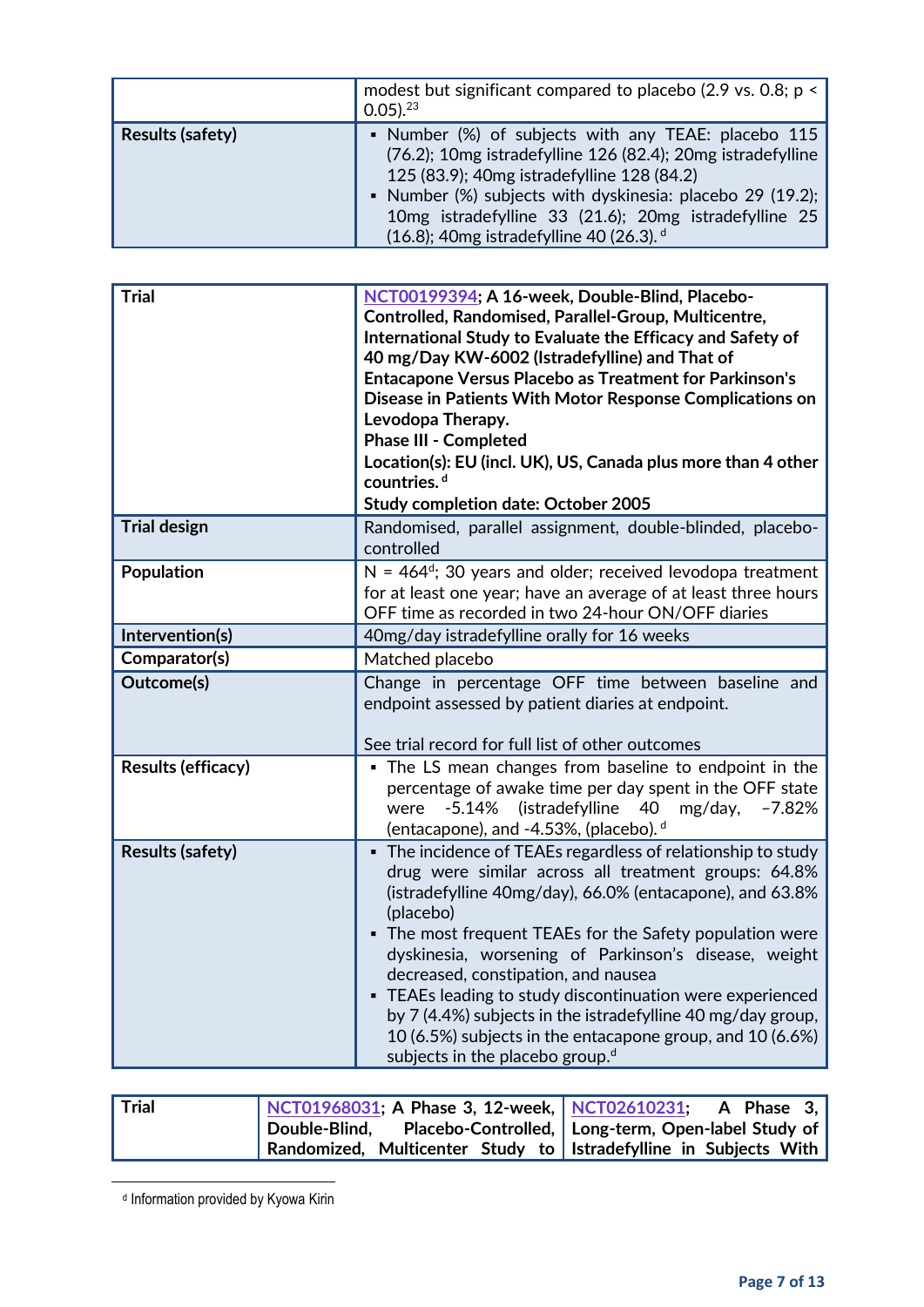| | |
|---|---|
| | modest but significant compared to placebo (2.9 vs. 0.8; $p < 0.05$).[23] |
| **Results (safety)** | ▪ Number (%) of subjects with any TEAE: placebo 115 (76.2); 10mg istradefylline 126 (82.4); 20mg istradefylline 125 (83.9); 40mg istradefylline 128 (84.2)<br>▪ Number (%) subjects with dyskinesia: placebo 29 (19.2); 10mg istradefylline 33 (21.6); 20mg istradefylline 25 (16.8); 40mg istradefylline 40 (26.3). [d] |

| | |
|---|---|
| **Trial** | **NCT00199394; A 16-week, Double-Blind, Placebo-Controlled, Randomised, Parallel-Group, Multicentre, International Study to Evaluate the Efficacy and Safety of 40 mg/Day KW-6002 (Istradefylline) and That of Entacapone Versus Placebo as Treatment for Parkinson's Disease in Patients With Motor Response Complications on Levodopa Therapy.**<br>**Phase III - Completed**<br>**Location(s): EU (incl. UK), US, Canada plus more than 4 other countries.** [d]<br>**Study completion date: October 2005** |
| **Trial design** | Randomised, parallel assignment, double-blinded, placebo-controlled |
| **Population** | N = 464[d]; 30 years and older; received levodopa treatment for at least one year; have an average of at least three hours OFF time as recorded in two 24-hour ON/OFF diaries |
| **Intervention(s)** | 40mg/day istradefylline orally for 16 weeks |
| **Comparator(s)** | Matched placebo |
| **Outcome(s)** | Change in percentage OFF time between baseline and endpoint assessed by patient diaries at endpoint.<br><br>See trial record for full list of other outcomes |
| **Results (efficacy)** | ▪ The LS mean changes from baseline to endpoint in the percentage of awake time per day spent in the OFF state were -5.14% (istradefylline 40 mg/day, −7.82% (entacapone), and -4.53%, (placebo). [d] |
| **Results (safety)** | ▪ The incidence of TEAEs regardless of relationship to study drug were similar across all treatment groups: 64.8% (istradefylline 40mg/day), 66.0% (entacapone), and 63.8% (placebo)<br>▪ The most frequent TEAEs for the Safety population were dyskinesia, worsening of Parkinson's disease, weight decreased, constipation, and nausea<br>▪ TEAEs leading to study discontinuation were experienced by 7 (4.4%) subjects in the istradefylline 40 mg/day group, 10 (6.5%) subjects in the entacapone group, and 10 (6.6%) subjects in the placebo group.[d] |

| | | |
|---|---|---|
| **Trial** | **NCT01968031; A Phase 3, 12-week, Double-Blind, Placebo-Controlled, Randomized, Multicenter Study to** | **NCT02610231; A Phase 3, Long-term, Open-label Study of Istradefylline in Subjects With** |

[d] Information provided by Kyowa Kirin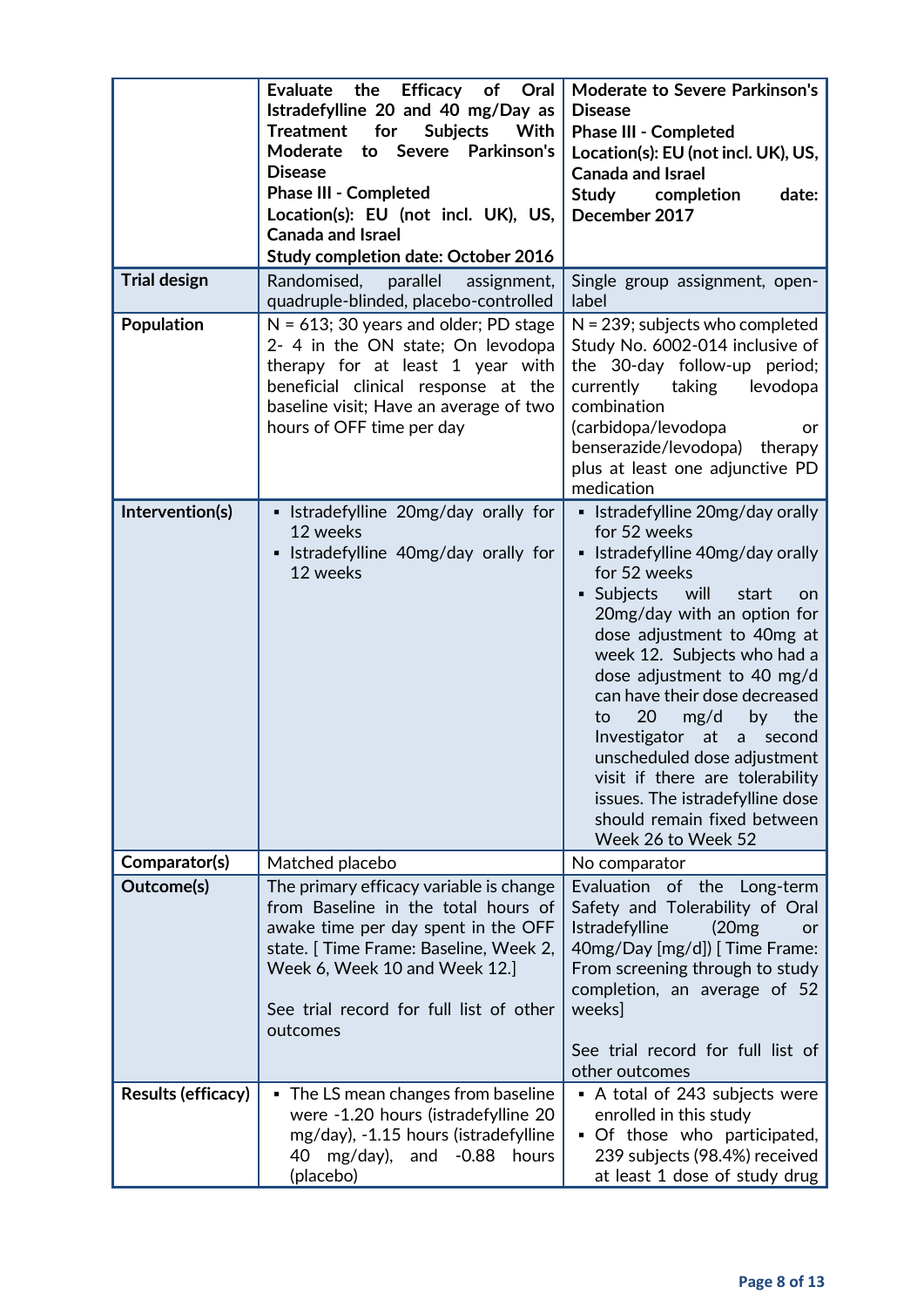| | **Evaluate the Efficacy of Oral Istradefylline 20 and 40 mg/Day as Treatment for Subjects With Moderate to Severe Parkinson's Disease**<br>**Phase III - Completed**<br>**Location(s): EU (not incl. UK), US, Canada and Israel**<br>**Study completion date: October 2016** | **Moderate to Severe Parkinson's Disease**<br>**Phase III - Completed**<br>**Location(s): EU (not incl. UK), US, Canada and Israel**<br>**Study completion date: December 2017** |
|---|---|---|
| **Trial design** | Randomised, parallel assignment, quadruple-blinded, placebo-controlled | Single group assignment, open-label |
| **Population** | N = 613; 30 years and older; PD stage 2- 4 in the ON state; On levodopa therapy for at least 1 year with beneficial clinical response at the baseline visit; Have an average of two hours of OFF time per day | N = 239; subjects who completed Study No. 6002-014 inclusive of the 30-day follow-up period; currently taking levodopa combination (carbidopa/levodopa or benserazide/levodopa) therapy plus at least one adjunctive PD medication |
| **Intervention(s)** | ▪ Istradefylline 20mg/day orally for 12 weeks<br>▪ Istradefylline 40mg/day orally for 12 weeks | ▪ Istradefylline 20mg/day orally for 52 weeks<br>▪ Istradefylline 40mg/day orally for 52 weeks<br>▪ Subjects will start on 20mg/day with an option for dose adjustment to 40mg at week 12. Subjects who had a dose adjustment to 40 mg/d can have their dose decreased to 20 mg/d by the Investigator at a second unscheduled dose adjustment visit if there are tolerability issues. The istradefylline dose should remain fixed between Week 26 to Week 52 |
| **Comparator(s)** | Matched placebo | No comparator |
| **Outcome(s)** | The primary efficacy variable is change from Baseline in the total hours of awake time per day spent in the OFF state. [ Time Frame: Baseline, Week 2, Week 6, Week 10 and Week 12.]<br><br>See trial record for full list of other outcomes | Evaluation of the Long-term Safety and Tolerability of Oral Istradefylline (20mg or 40mg/Day [mg/d]) [ Time Frame: From screening through to study completion, an average of 52 weeks]<br><br>See trial record for full list of other outcomes |
| **Results (efficacy)** | ▪ The LS mean changes from baseline were -1.20 hours (istradefylline 20 mg/day), -1.15 hours (istradefylline 40 mg/day), and -0.88 hours (placebo) | ▪ A total of 243 subjects were enrolled in this study<br>▪ Of those who participated, 239 subjects (98.4%) received at least 1 dose of study drug |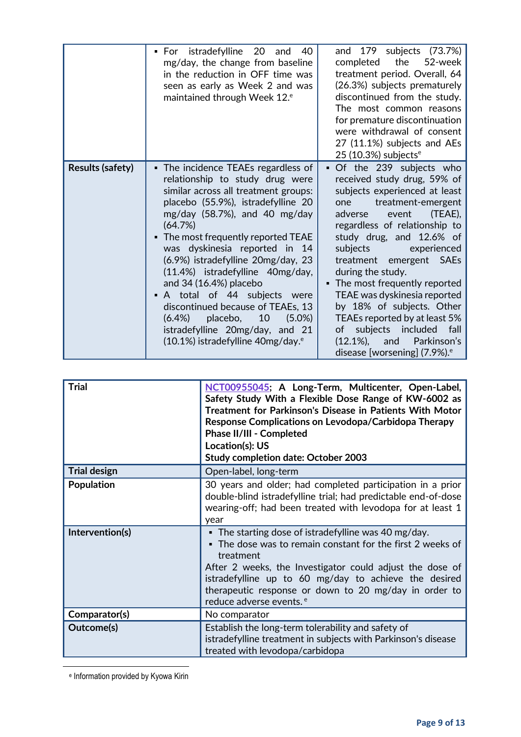| | | |
|---|---|---|
| | ▪ For istradefylline 20 and 40 mg/day, the change from baseline in the reduction in OFF time was seen as early as Week 2 and was maintained through Week 12.[e] | and 179 subjects (73.7%) completed the 52-week treatment period. Overall, 64 (26.3%) subjects prematurely discontinued from the study. The most common reasons for premature discontinuation were withdrawal of consent 27 (11.1%) subjects and AEs 25 (10.3%) subjects[e] |
| **Results (safety)** | ▪ The incidence TEAEs regardless of relationship to study drug were similar across all treatment groups: placebo (55.9%), istradefylline 20 mg/day (58.7%), and 40 mg/day (64.7%)<br>▪ The most frequently reported TEAE was dyskinesia reported in 14 (6.9%) istradefylline 20mg/day, 23 (11.4%) istradefylline 40mg/day, and 34 (16.4%) placebo<br>▪ A total of 44 subjects were discontinued because of TEAEs, 13 (6.4%) placebo, 10 (5.0%) istradefylline 20mg/day, and 21 (10.1%) istradefylline 40mg/day.[e] | ▪ Of the 239 subjects who received study drug, 59% of subjects experienced at least one treatment-emergent adverse event (TEAE), regardless of relationship to study drug, and 12.6% of subjects experienced treatment emergent SAEs during the study.<br>▪ The most frequently reported TEAE was dyskinesia reported by 18% of subjects. Other TEAEs reported by at least 5% of subjects included fall (12.1%), and Parkinson's disease [worsening] (7.9%).[e] |

| | |
|---|---|
| **Trial** | **NCT00955045; A Long-Term, Multicenter, Open-Label, Safety Study With a Flexible Dose Range of KW-6002 as Treatment for Parkinson's Disease in Patients With Motor Response Complications on Levodopa/Carbidopa Therapy**<br>**Phase II/III - Completed**<br>**Location(s): US**<br>**Study completion date: October 2003** |
| **Trial design** | Open-label, long-term |
| **Population** | 30 years and older; had completed participation in a prior double-blind istradefylline trial; had predictable end-of-dose wearing-off; had been treated with levodopa for at least 1 year |
| **Intervention(s)** | ▪ The starting dose of istradefylline was 40 mg/day.<br>▪ The dose was to remain constant for the first 2 weeks of treatment<br>After 2 weeks, the Investigator could adjust the dose of istradefylline up to 60 mg/day to achieve the desired therapeutic response or down to 20 mg/day in order to reduce adverse events.[e] |
| **Comparator(s)** | No comparator |
| **Outcome(s)** | Establish the long-term tolerability and safety of istradefylline treatment in subjects with Parkinson's disease treated with levodopa/carbidopa |

[e] Information provided by Kyowa Kirin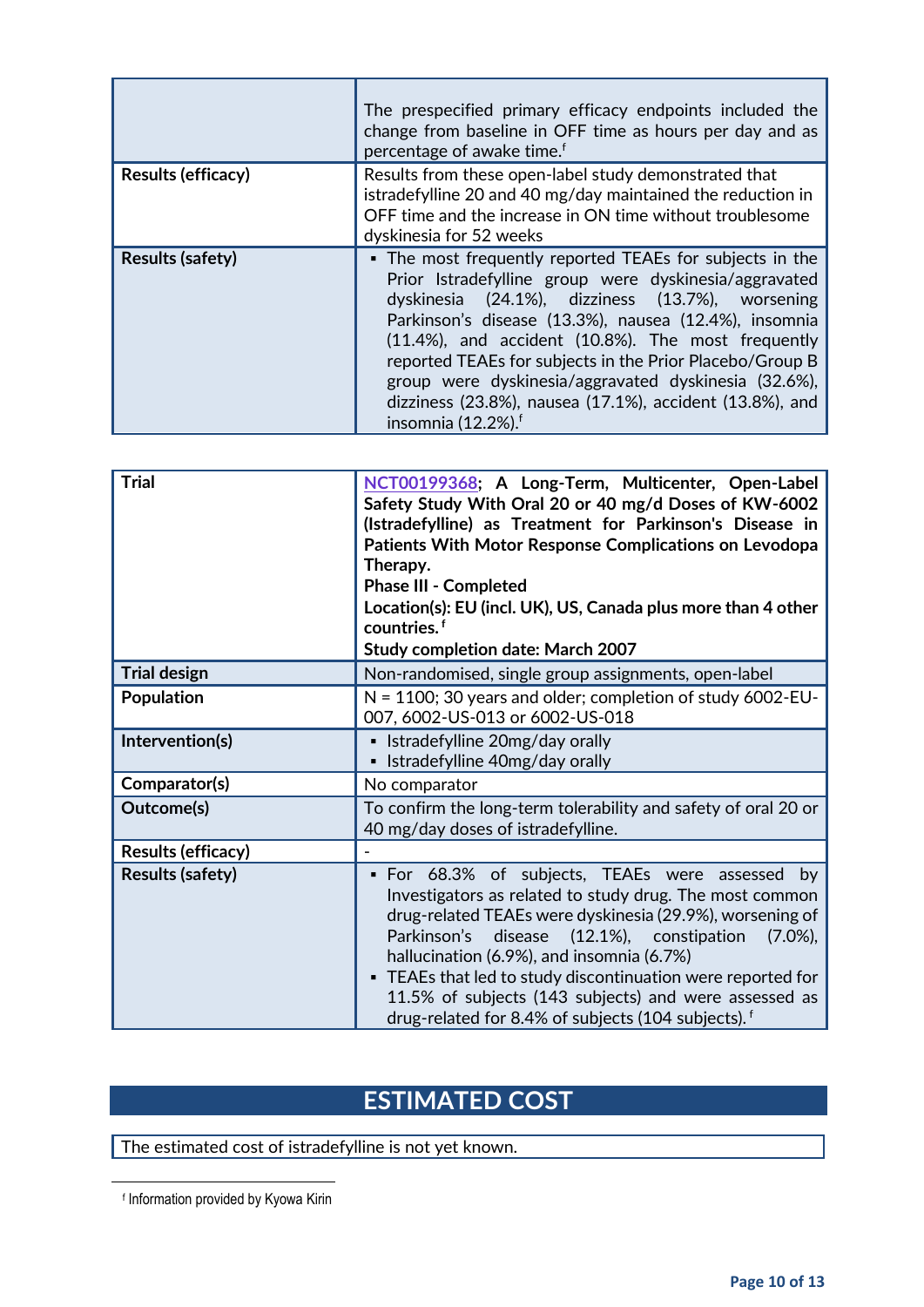| | |
|---|---|
| | The prespecified primary efficacy endpoints included the change from baseline in OFF time as hours per day and as percentage of awake time.[f] |
| **Results (efficacy)** | Results from these open-label study demonstrated that istradefylline 20 and 40 mg/day maintained the reduction in OFF time and the increase in ON time without troublesome dyskinesia for 52 weeks |
| **Results (safety)** | ▪ The most frequently reported TEAEs for subjects in the Prior Istradefylline group were dyskinesia/aggravated dyskinesia (24.1%), dizziness (13.7%), worsening Parkinson's disease (13.3%), nausea (12.4%), insomnia (11.4%), and accident (10.8%). The most frequently reported TEAEs for subjects in the Prior Placebo/Group B group were dyskinesia/aggravated dyskinesia (32.6%), dizziness (23.8%), nausea (17.1%), accident (13.8%), and insomnia (12.2%).[f] |

| | |
|---|---|
| **Trial** | **NCT00199368; A Long-Term, Multicenter, Open-Label Safety Study With Oral 20 or 40 mg/d Doses of KW-6002 (Istradefylline) as Treatment for Parkinson's Disease in Patients With Motor Response Complications on Levodopa Therapy.**<br>**Phase III - Completed**<br>**Location(s): EU (incl. UK), US, Canada plus more than 4 other countries.[f]**<br>**Study completion date: March 2007** |
| **Trial design** | Non-randomised, single group assignments, open-label |
| **Population** | N = 1100; 30 years and older; completion of study 6002-EU-007, 6002-US-013 or 6002-US-018 |
| **Intervention(s)** | ▪ Istradefylline 20mg/day orally<br>▪ Istradefylline 40mg/day orally |
| **Comparator(s)** | No comparator |
| **Outcome(s)** | To confirm the long-term tolerability and safety of oral 20 or 40 mg/day doses of istradefylline. |
| **Results (efficacy)** | - |
| **Results (safety)** | ▪ For 68.3% of subjects, TEAEs were assessed by Investigators as related to study drug. The most common drug-related TEAEs were dyskinesia (29.9%), worsening of Parkinson's disease (12.1%), constipation (7.0%), hallucination (6.9%), and insomnia (6.7%)<br>▪ TEAEs that led to study discontinuation were reported for 11.5% of subjects (143 subjects) and were assessed as drug-related for 8.4% of subjects (104 subjects).[f] |

## ESTIMATED COST

The estimated cost of istradefylline is not yet known.

[f] Information provided by Kyowa Kirin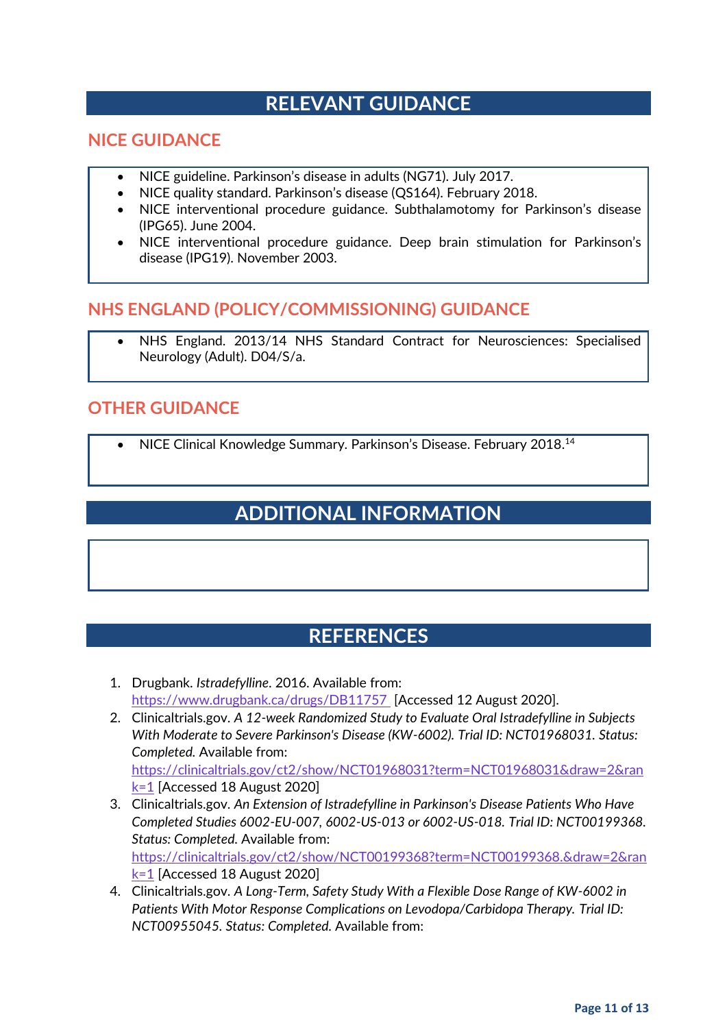# RELEVANT GUIDANCE

## NICE GUIDANCE

- NICE guideline. Parkinson's disease in adults (NG71). July 2017.
- NICE quality standard. Parkinson's disease (QS164). February 2018.
- NICE interventional procedure guidance. Subthalamotomy for Parkinson's disease (IPG65). June 2004.
- NICE interventional procedure guidance. Deep brain stimulation for Parkinson's disease (IPG19). November 2003.

## NHS ENGLAND (POLICY/COMMISSIONING) GUIDANCE

- NHS England. 2013/14 NHS Standard Contract for Neurosciences: Specialised Neurology (Adult). D04/S/a.

## OTHER GUIDANCE

- NICE Clinical Knowledge Summary. Parkinson's Disease. February 2018.[14]

# ADDITIONAL INFORMATION

# REFERENCES

1. Drugbank. *Istradefylline*. 2016. Available from: https://www.drugbank.ca/drugs/DB11757 [Accessed 12 August 2020].
2. Clinicaltrials.gov. *A 12-week Randomized Study to Evaluate Oral Istradefylline in Subjects With Moderate to Severe Parkinson's Disease (KW-6002). Trial ID: NCT01968031. Status: Completed.* Available from: https://clinicaltrials.gov/ct2/show/NCT01968031?term=NCT01968031&draw=2&rank=1 [Accessed 18 August 2020]
3. Clinicaltrials.gov. *An Extension of Istradefylline in Parkinson's Disease Patients Who Have Completed Studies 6002-EU-007, 6002-US-013 or 6002-US-018. Trial ID: NCT00199368. Status: Completed.* Available from: https://clinicaltrials.gov/ct2/show/NCT00199368?term=NCT00199368.&draw=2&rank=1 [Accessed 18 August 2020]
4. Clinicaltrials.gov. *A Long-Term, Safety Study With a Flexible Dose Range of KW-6002 in Patients With Motor Response Complications on Levodopa/Carbidopa Therapy. Trial ID: NCT00955045. Status: Completed.* Available from: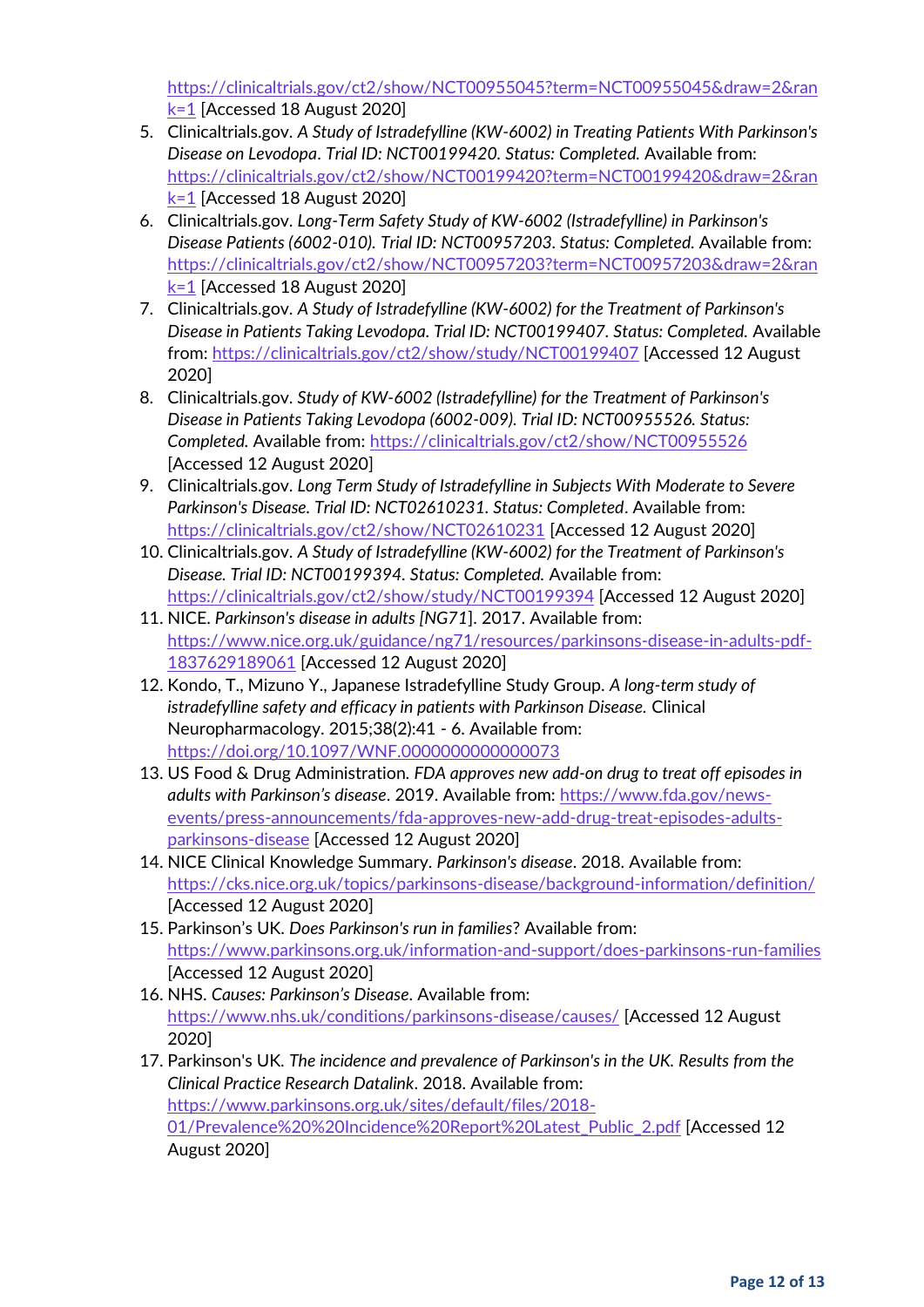https://clinicaltrials.gov/ct2/show/NCT00955045?term=NCT00955045&draw=2&rank=1 [Accessed 18 August 2020]

5. Clinicaltrials.gov. *A Study of Istradefylline (KW-6002) in Treating Patients With Parkinson's Disease on Levodopa. Trial ID: NCT00199420. Status: Completed.* Available from: https://clinicaltrials.gov/ct2/show/NCT00199420?term=NCT00199420&draw=2&rank=1 [Accessed 18 August 2020]
6. Clinicaltrials.gov. *Long-Term Safety Study of KW-6002 (Istradefylline) in Parkinson's Disease Patients (6002-010). Trial ID: NCT00957203. Status: Completed.* Available from: https://clinicaltrials.gov/ct2/show/NCT00957203?term=NCT00957203&draw=2&rank=1 [Accessed 18 August 2020]
7. Clinicaltrials.gov. *A Study of Istradefylline (KW-6002) for the Treatment of Parkinson's Disease in Patients Taking Levodopa. Trial ID: NCT00199407. Status: Completed.* Available from: https://clinicaltrials.gov/ct2/show/study/NCT00199407 [Accessed 12 August 2020]
8. Clinicaltrials.gov. *Study of KW-6002 (Istradefylline) for the Treatment of Parkinson's Disease in Patients Taking Levodopa (6002-009). Trial ID: NCT00955526. Status: Completed.* Available from: https://clinicaltrials.gov/ct2/show/NCT00955526 [Accessed 12 August 2020]
9. Clinicaltrials.gov. *Long Term Study of Istradefylline in Subjects With Moderate to Severe Parkinson's Disease. Trial ID: NCT02610231. Status: Completed*. Available from: https://clinicaltrials.gov/ct2/show/NCT02610231 [Accessed 12 August 2020]
10. Clinicaltrials.gov. *A Study of Istradefylline (KW-6002) for the Treatment of Parkinson's Disease. Trial ID: NCT00199394. Status: Completed.* Available from: https://clinicaltrials.gov/ct2/show/study/NCT00199394 [Accessed 12 August 2020]
11. NICE. *Parkinson's disease in adults [NG71*]. 2017. Available from: https://www.nice.org.uk/guidance/ng71/resources/parkinsons-disease-in-adults-pdf-1837629189061 [Accessed 12 August 2020]
12. Kondo, T., Mizuno Y., Japanese Istradefylline Study Group. *A long-term study of istradefylline safety and efficacy in patients with Parkinson Disease.* Clinical Neuropharmacology. 2015;38(2):41 - 6. Available from: https://doi.org/10.1097/WNF.0000000000000073
13. US Food & Drug Administration. *FDA approves new add-on drug to treat off episodes in adults with Parkinson's disease*. 2019. Available from: https://www.fda.gov/news-events/press-announcements/fda-approves-new-add-drug-treat-episodes-adults-parkinsons-disease [Accessed 12 August 2020]
14. NICE Clinical Knowledge Summary. *Parkinson's disease*. 2018. Available from: https://cks.nice.org.uk/topics/parkinsons-disease/background-information/definition/ [Accessed 12 August 2020]
15. Parkinson's UK. *Does Parkinson's run in families*? Available from: https://www.parkinsons.org.uk/information-and-support/does-parkinsons-run-families [Accessed 12 August 2020]
16. NHS. *Causes: Parkinson's Disease*. Available from: https://www.nhs.uk/conditions/parkinsons-disease/causes/ [Accessed 12 August 2020]
17. Parkinson's UK. *The incidence and prevalence of Parkinson's in the UK. Results from the Clinical Practice Research Datalink*. 2018. Available from: https://www.parkinsons.org.uk/sites/default/files/2018-01/Prevalence%20%20Incidence%20Report%20Latest_Public_2.pdf [Accessed 12 August 2020]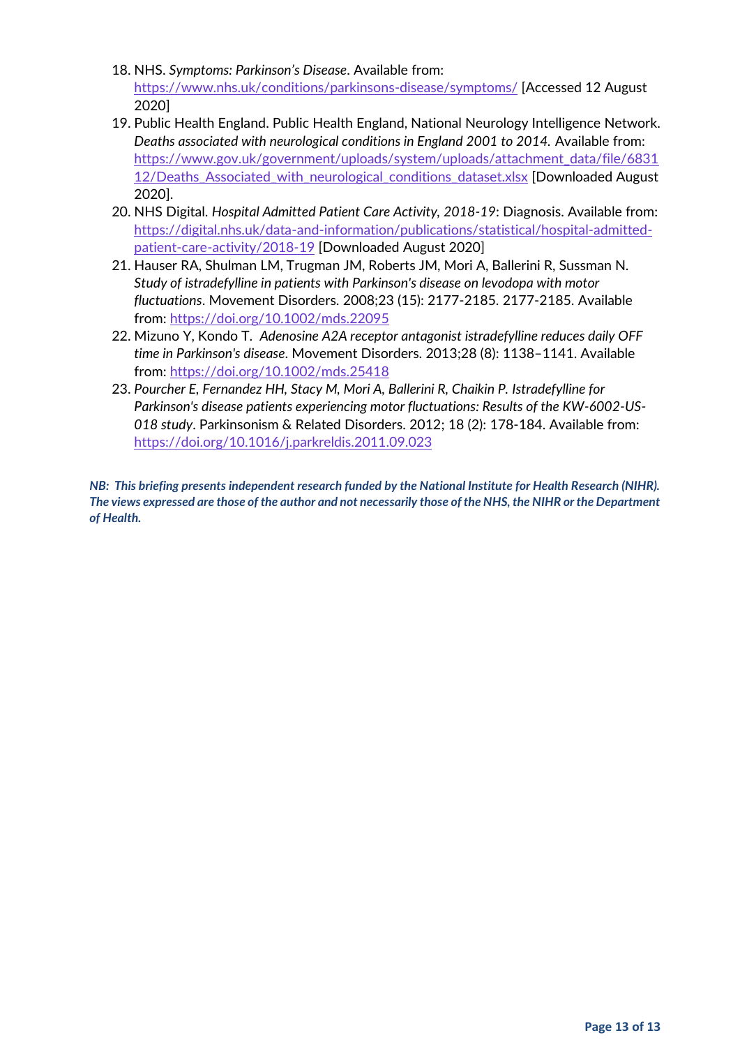18. NHS. *Symptoms: Parkinson's Disease*. Available from: https://www.nhs.uk/conditions/parkinsons-disease/symptoms/ [Accessed 12 August 2020]
19. Public Health England. Public Health England, National Neurology Intelligence Network. *Deaths associated with neurological conditions in England 2001 to 2014.* Available from: https://www.gov.uk/government/uploads/system/uploads/attachment_data/file/683112/Deaths_Associated_with_neurological_conditions_dataset.xlsx [Downloaded August 2020].
20. NHS Digital. *Hospital Admitted Patient Care Activity, 2018-19*: Diagnosis. Available from: https://digital.nhs.uk/data-and-information/publications/statistical/hospital-admitted-patient-care-activity/2018-19 [Downloaded August 2020]
21. Hauser RA, Shulman LM, Trugman JM, Roberts JM, Mori A, Ballerini R, Sussman N. *Study of istradefylline in patients with Parkinson's disease on levodopa with motor fluctuations*. Movement Disorders. 2008;23 (15): 2177-2185. 2177-2185. Available from: https://doi.org/10.1002/mds.22095
22. Mizuno Y, Kondo T. *Adenosine A2A receptor antagonist istradefylline reduces daily OFF time in Parkinson's disease*. Movement Disorders. 2013;28 (8): 1138–1141. Available from: https://doi.org/10.1002/mds.25418
23. *Pourcher E, Fernandez HH, Stacy M, Mori A, Ballerini R, Chaikin P. Istradefylline for Parkinson's disease patients experiencing motor fluctuations: Results of the KW-6002-US-018 study*. Parkinsonism & Related Disorders. 2012; 18 (2): 178-184. Available from: https://doi.org/10.1016/j.parkreldis.2011.09.023

***NB: This briefing presents independent research funded by the National Institute for Health Research (NIHR). The views expressed are those of the author and not necessarily those of the NHS, the NIHR or the Department of Health.***